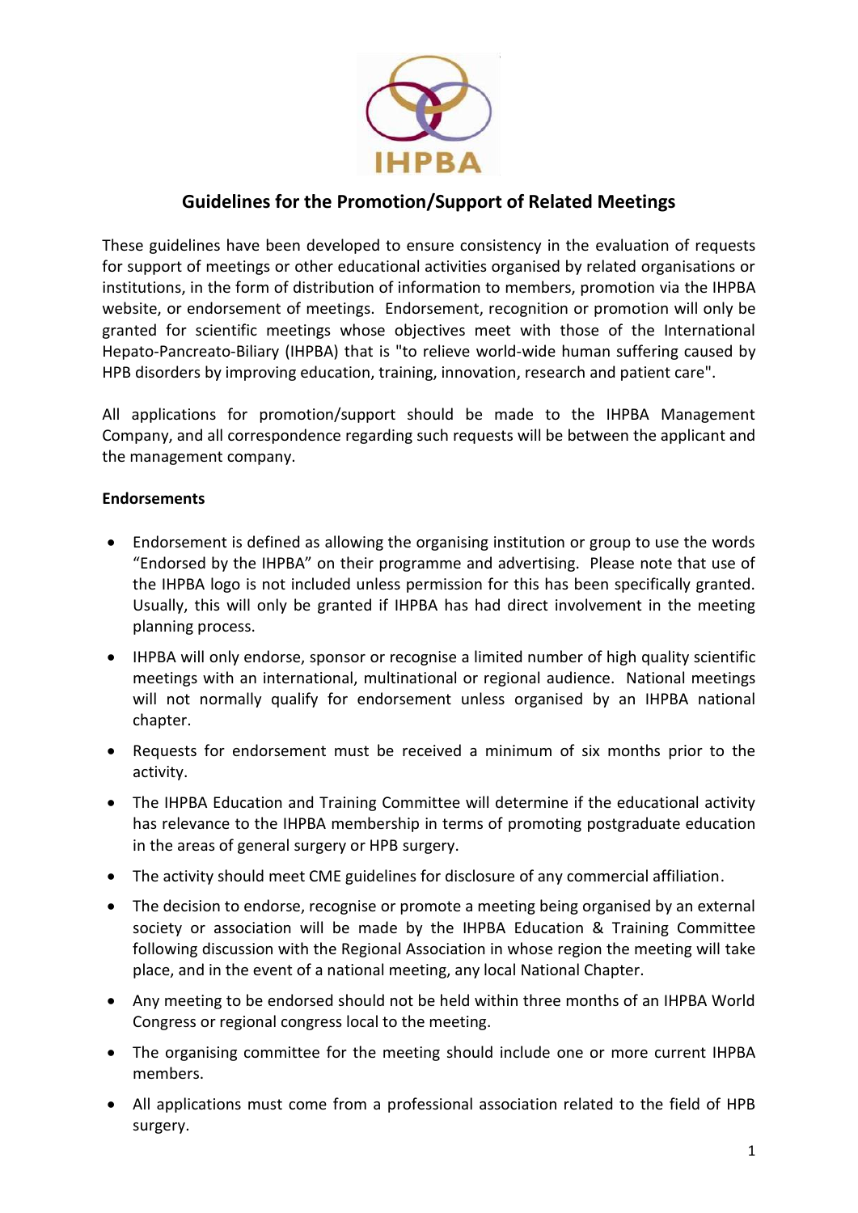# Guidelines for the Promotion/Support of Related Meetings

These guidelines have been developed to ensure consistency in the evaluation of requests for support of meetings or other educational activities organised by related organisations or institutions, in the form of distribution of information to members, promotion via the IHPBA website, or endorsement of meetings. Endorsement, recognition or promotion will only be granted for scientific meetings whose objectives meet with those of the International Hepato-Pancreato-Biliary (IHPBA) that is "to relieve world-wide human suffering caused by HPB disorders by improving education, training, innovation, research and patient care".

All applications for promotion/support should be made to the IHPBA Management Company, and all correspondence regarding such requests will be between the applicant and the management company.

**Endorsements**

- Endorsement is defined as allowing the organising institution or group to use the words "Endorsed by the IHPBA" on their programme and advertising. Please note that use of the IHPBA logo is not included unless permission for this has been specifically granted. Usually, this will only be granted if IHPBA has had direct involvement in the meeting planning process.
- IHPBA will only endorse, sponsor or recognise a limited number of high quality scientific meetings with an international, multinational or regional audience. National meetings will not normally qualify for endorsement unless organised by an IHPBA national chapter.
- Requests for endorsement must be received a minimum of six months prior to the activity.
- The IHPBA Education and Training Committee will determine if the educational activity has relevance to the IHPBA membership in terms of promoting postgraduate education in the areas of general surgery or HPB surgery.
- The activity should meet CME guidelines for disclosure of any commercial affiliation.
- The decision to endorse, recognise or promote a meeting being organised by an external society or association will be made by the IHPBA Education & Training Committee following discussion with the Regional Association in whose region the meeting will take place, and in the event of a national meeting, any local National Chapter.
- Any meeting to be endorsed should not be held within three months of an IHPBA World Congress or regional congress local to the meeting.
- The organising committee for the meeting should include one or more current IHPBA members.
- All applications must come from a professional association related to the field of HPB surgery.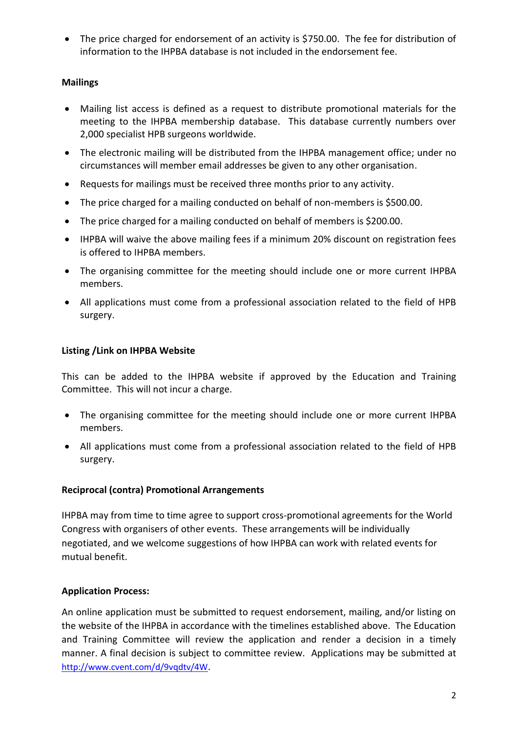- The price charged for endorsement of an activity is $750.00. The fee for distribution of information to the IHPBA database is not included in the endorsement fee.

**Mailings**

- Mailing list access is defined as a request to distribute promotional materials for the meeting to the IHPBA membership database. This database currently numbers over 2,000 specialist HPB surgeons worldwide.
- The electronic mailing will be distributed from the IHPBA management office; under no circumstances will member email addresses be given to any other organisation.
- Requests for mailings must be received three months prior to any activity.
- The price charged for a mailing conducted on behalf of non-members is $500.00.
- The price charged for a mailing conducted on behalf of members is $200.00.
- IHPBA will waive the above mailing fees if a minimum 20% discount on registration fees is offered to IHPBA members.
- The organising committee for the meeting should include one or more current IHPBA members.
- All applications must come from a professional association related to the field of HPB surgery.

**Listing /Link on IHPBA Website**

This can be added to the IHPBA website if approved by the Education and Training Committee. This will not incur a charge.

- The organising committee for the meeting should include one or more current IHPBA members.
- All applications must come from a professional association related to the field of HPB surgery.

**Reciprocal (contra) Promotional Arrangements**

IHPBA may from time to time agree to support cross-promotional agreements for the World Congress with organisers of other events. These arrangements will be individually negotiated, and we welcome suggestions of how IHPBA can work with related events for mutual benefit.

**Application Process:**

An online application must be submitted to request endorsement, mailing, and/or listing on the website of the IHPBA in accordance with the timelines established above. The Education and Training Committee will review the application and render a decision in a timely manner. A final decision is subject to committee review. Applications may be submitted at http://www.cvent.com/d/9vqdtv/4W.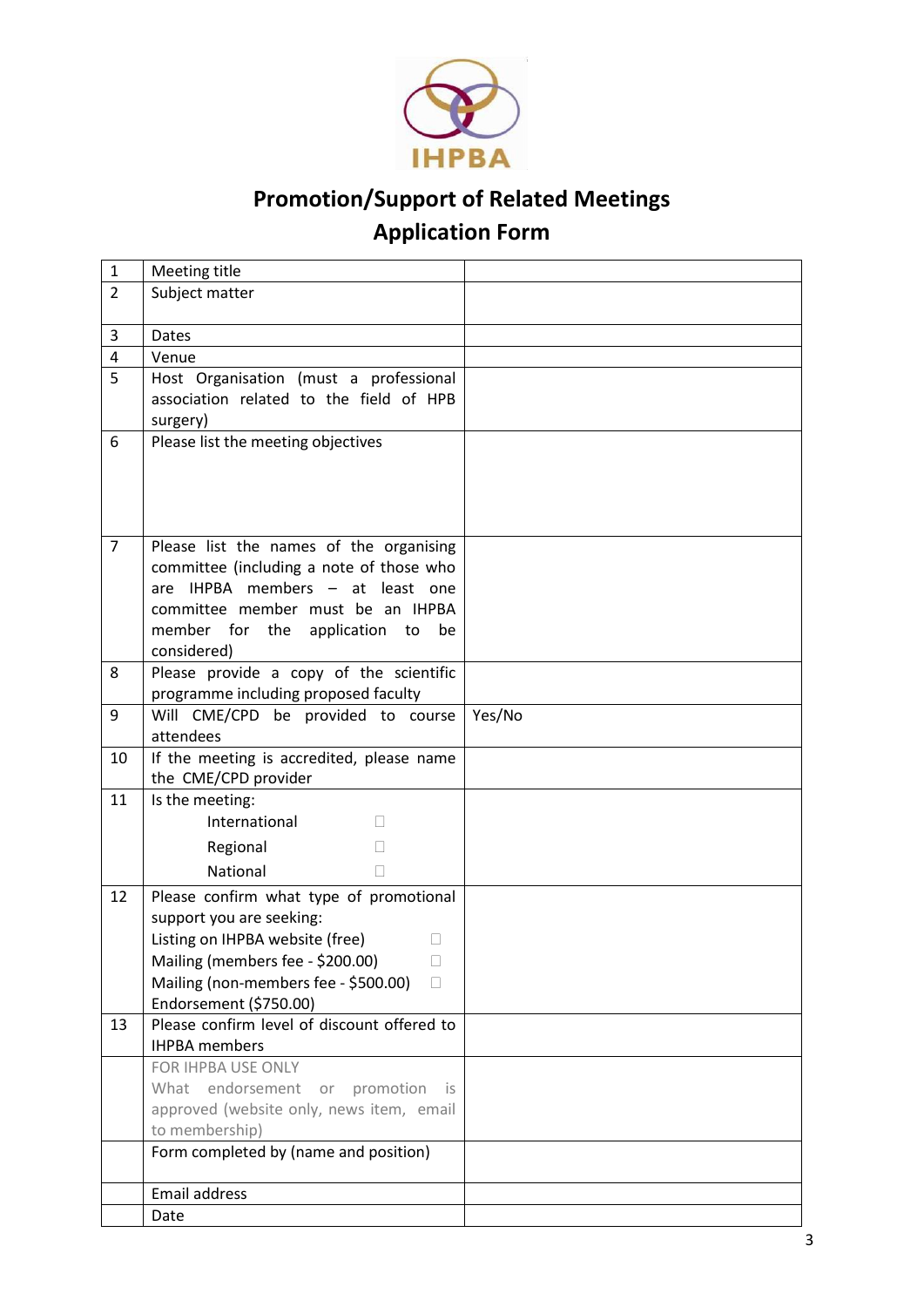IHPBA

# Promotion/Support of Related Meetings
# Application Form

| | | |
|---|---|---|
| 1 | Meeting title | |
| 2 | Subject matter | |
| 3 | Dates | |
| 4 | Venue | |
| 5 | Host Organisation (must a professional association related to the field of HPB surgery) | |
| 6 | Please list the meeting objectives | |
| 7 | Please list the names of the organising committee (including a note of those who are IHPBA members – at least one committee member must be an IHPBA member for the application to be considered) | |
| 8 | Please provide a copy of the scientific programme including proposed faculty | |
| 9 | Will CME/CPD be provided to course attendees | Yes/No |
| 10 | If the meeting is accredited, please name the CME/CPD provider | |
| 11 | Is the meeting:<br>International ☐<br>Regional ☐<br>National ☐ | |
| 12 | Please confirm what type of promotional support you are seeking:<br>Listing on IHPBA website (free) ☐<br>Mailing (members fee - $200.00) ☐<br>Mailing (non-members fee - $500.00) ☐<br>Endorsement ($750.00) | |
| 13 | Please confirm level of discount offered to IHPBA members | |
| | FOR IHPBA USE ONLY<br>What endorsement or promotion is approved (website only, news item, email to membership) | |
| | Form completed by (name and position) | |
| | Email address | |
| | Date | |